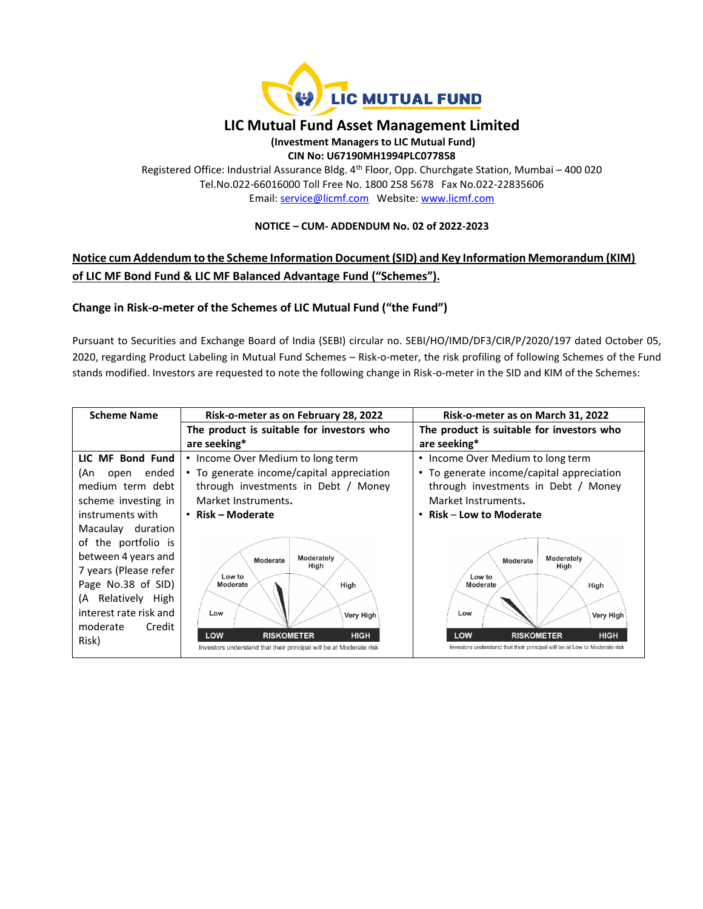# LIC Mutual Fund Asset Management Limited

**(Investment Managers to LIC Mutual Fund)**

**CIN No: U67190MH1994PLC077858**

Registered Office: Industrial Assurance Bldg. 4th Floor, Opp. Churchgate Station, Mumbai – 400 020

Tel.No.022-66016000 Toll Free No. 1800 258 5678 Fax No.022-22835606

Email: service@licmf.com Website: www.licmf.com

**NOTICE – CUM- ADDENDUM No. 02 of 2022-2023**

## Notice cum Addendum to the Scheme Information Document (SID) and Key Information Memorandum (KIM) of LIC MF Bond Fund & LIC MF Balanced Advantage Fund ("Schemes").

### Change in Risk-o-meter of the Schemes of LIC Mutual Fund ("the Fund")

Pursuant to Securities and Exchange Board of India (SEBI) circular no. SEBI/HO/IMD/DF3/CIR/P/2020/197 dated October 05, 2020, regarding Product Labeling in Mutual Fund Schemes – Risk-o-meter, the risk profiling of following Schemes of the Fund stands modified. Investors are requested to note the following change in Risk-o-meter in the SID and KIM of the Schemes:

| Scheme Name | Risk-o-meter as on February 28, 2022 | Risk-o-meter as on March 31, 2022 |
|---|---|---|
| | **The product is suitable for investors who are seeking*** | **The product is suitable for investors who are seeking*** |
| **LIC MF Bond Fund** (An open ended medium term debt scheme investing in instruments with Macaulay duration of the portfolio is between 4 years and 7 years (Please refer Page No.38 of SID) (A Relatively High interest rate risk and moderate Credit Risk) | • Income Over Medium to long term<br>• To generate income/capital appreciation through investments in Debt / Money Market Instruments.<br>• **Risk – Moderate**<br><br>Low / Low to Moderate / Moderate / Moderately High / High / Very High<br>LOW RISKOMETER HIGH<br>Investors understand that their principal will be at Moderate risk | • Income Over Medium to long term<br>• To generate income/capital appreciation through investments in Debt / Money Market Instruments.<br>• **Risk – Low to Moderate**<br><br>Low / Low to Moderate / Moderate / Moderately High / High / Very High<br>LOW RISKOMETER HIGH<br>Investors understand that their principal will be at Low to Moderate risk |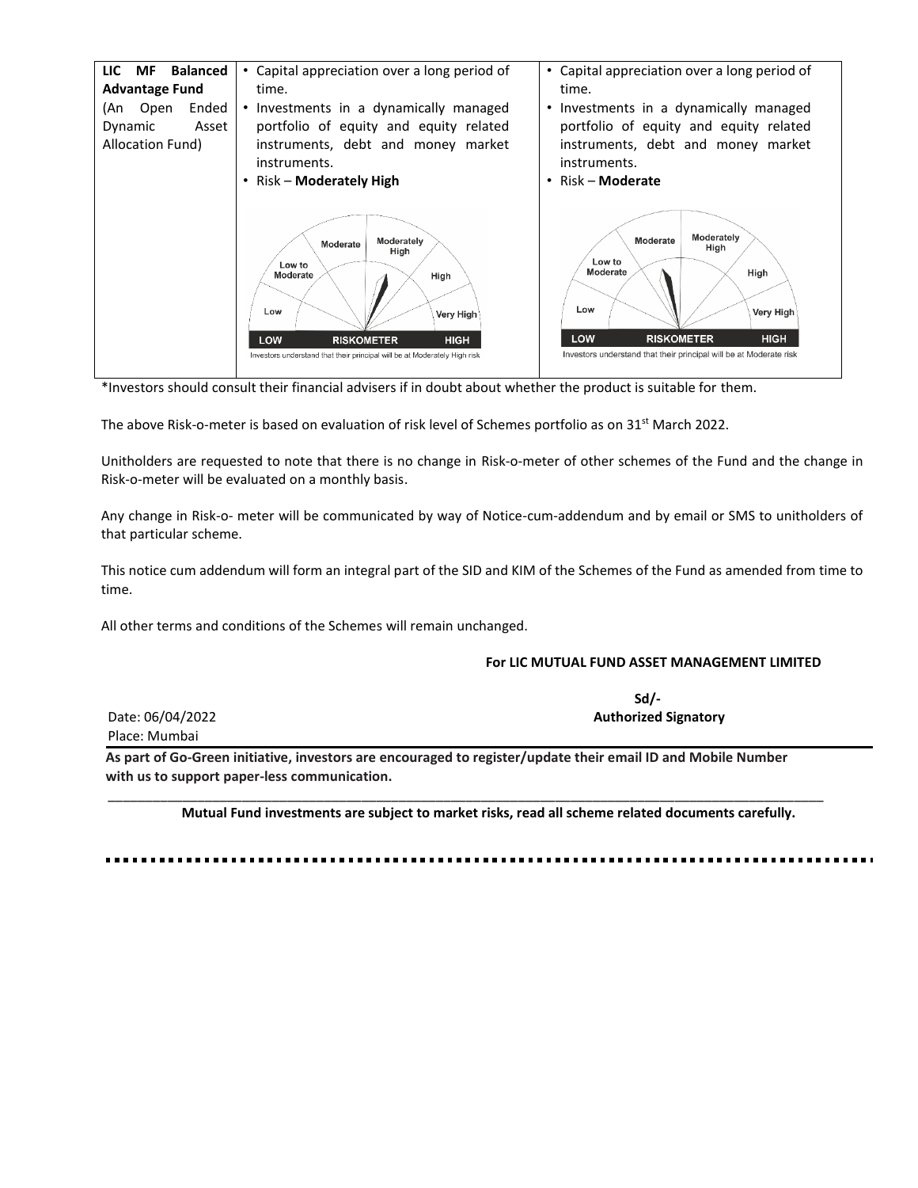| | | |
|---|---|---|
| **LIC MF Balanced Advantage Fund** (An Open Ended Dynamic Asset Allocation Fund) | • Capital appreciation over a long period of time.<br>• Investments in a dynamically managed portfolio of equity and equity related instruments, debt and money market instruments.<br>• Risk – **Moderately High**<br><br>Low, Low to Moderate, Moderate, Moderately High, High, Very High<br>LOW RISKOMETER HIGH<br>Investors understand that their principal will be at Moderately High risk | • Capital appreciation over a long period of time.<br>• Investments in a dynamically managed portfolio of equity and equity related instruments, debt and money market instruments.<br>• Risk – **Moderate**<br><br>Low, Low to Moderate, Moderate, Moderately High, High, Very High<br>LOW RISKOMETER HIGH<br>Investors understand that their principal will be at Moderate risk |

*Investors should consult their financial advisers if in doubt about whether the product is suitable for them.

The above Risk-o-meter is based on evaluation of risk level of Schemes portfolio as on 31st March 2022.

Unitholders are requested to note that there is no change in Risk-o-meter of other schemes of the Fund and the change in Risk-o-meter will be evaluated on a monthly basis.

Any change in Risk-o- meter will be communicated by way of Notice-cum-addendum and by email or SMS to unitholders of that particular scheme.

This notice cum addendum will form an integral part of the SID and KIM of the Schemes of the Fund as amended from time to time.

All other terms and conditions of the Schemes will remain unchanged.

**For LIC MUTUAL FUND ASSET MANAGEMENT LIMITED**

**Sd/-**
**Authorized Signatory**

Date: 06/04/2022
Place: Mumbai

**As part of Go-Green initiative, investors are encouraged to register/update their email ID and Mobile Number with us to support paper-less communication.**

**Mutual Fund investments are subject to market risks, read all scheme related documents carefully.**